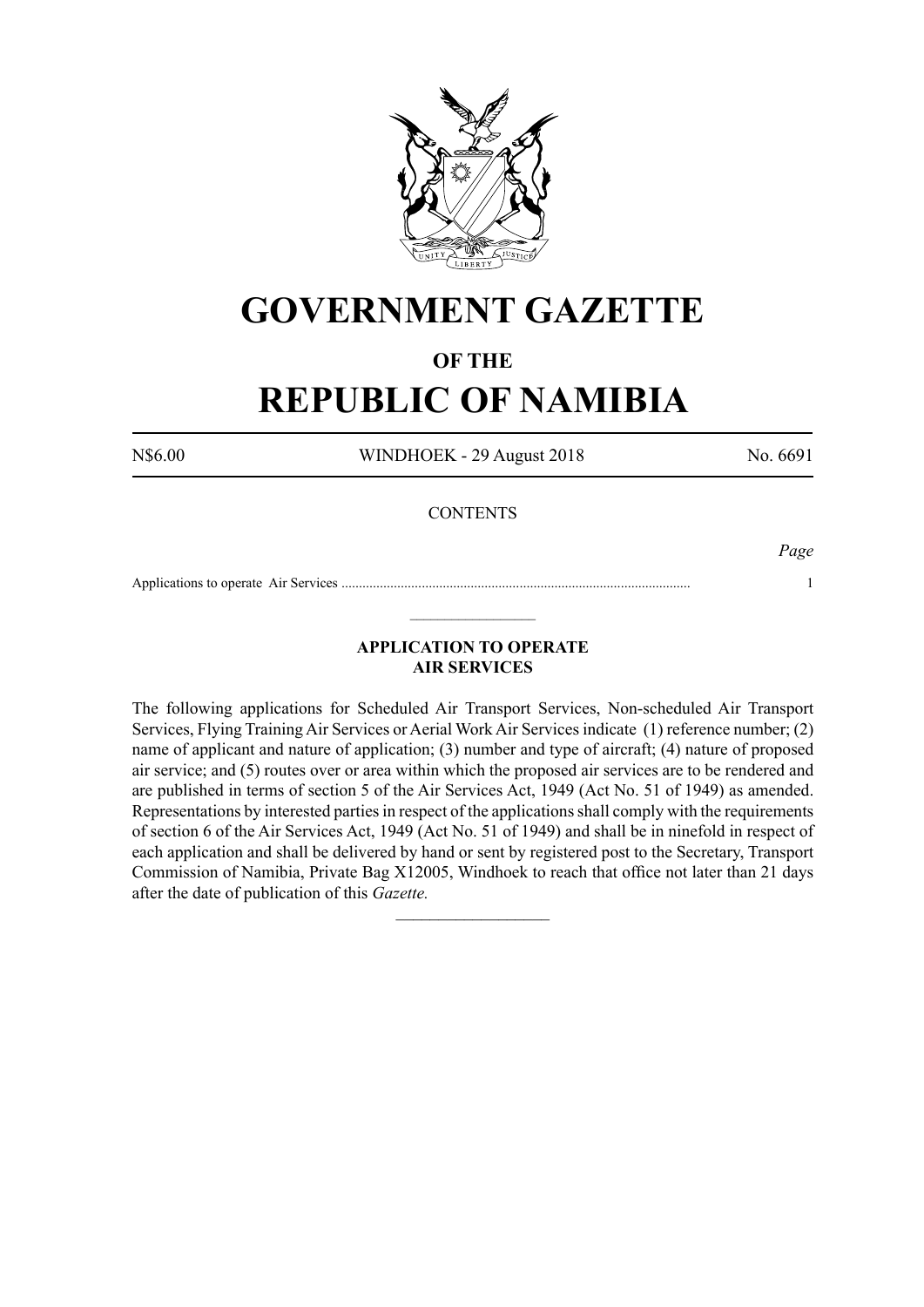# GOVERNMENT GAZETTE

## OF THE

# REPUBLIC OF NAMIBIA

N$6.00 WINDHOEK - 29 August 2018 No. 6691

CONTENTS

*Page*

Applications to operate Air Services .................................................................................................... 1

---

### APPLICATION TO OPERATE AIR SERVICES

The following applications for Scheduled Air Transport Services, Non-scheduled Air Transport Services, Flying Training Air Services or Aerial Work Air Services indicate (1) reference number; (2) name of applicant and nature of application; (3) number and type of aircraft; (4) nature of proposed air service; and (5) routes over or area within which the proposed air services are to be rendered and are published in terms of section 5 of the Air Services Act, 1949 (Act No. 51 of 1949) as amended. Representations by interested parties in respect of the applications shall comply with the requirements of section 6 of the Air Services Act, 1949 (Act No. 51 of 1949) and shall be in ninefold in respect of each application and shall be delivered by hand or sent by registered post to the Secretary, Transport Commission of Namibia, Private Bag X12005, Windhoek to reach that office not later than 21 days after the date of publication of this *Gazette.*

---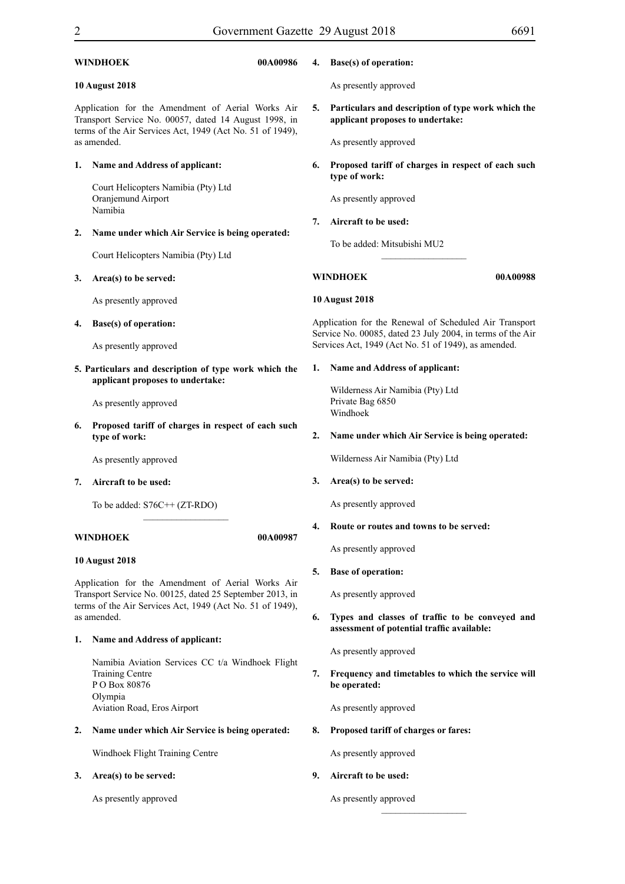**WINDHOEK 00A00986**

**10 August 2018**

Application for the Amendment of Aerial Works Air Transport Service No. 00057, dated 14 August 1998, in terms of the Air Services Act, 1949 (Act No. 51 of 1949), as amended.

**1. Name and Address of applicant:**

Court Helicopters Namibia (Pty) Ltd
Oranjemund Airport
Namibia

**2. Name under which Air Service is being operated:**

Court Helicopters Namibia (Pty) Ltd

**3. Area(s) to be served:**

As presently approved

**4. Base(s) of operation:**

As presently approved

**5. Particulars and description of type work which the applicant proposes to undertake:**

As presently approved

**6. Proposed tariff of charges in respect of each such type of work:**

As presently approved

**7. Aircraft to be used:**

To be added: S76C++ (ZT-RDO)

---

**WINDHOEK 00A00987**

**10 August 2018**

Application for the Amendment of Aerial Works Air Transport Service No. 00125, dated 25 September 2013, in terms of the Air Services Act, 1949 (Act No. 51 of 1949), as amended.

**1. Name and Address of applicant:**

Namibia Aviation Services CC t/a Windhoek Flight Training Centre
P O Box 80876
Olympia
Aviation Road, Eros Airport

**2. Name under which Air Service is being operated:**

Windhoek Flight Training Centre

**3. Area(s) to be served:**

As presently approved

**4. Base(s) of operation:**

As presently approved

**5. Particulars and description of type work which the applicant proposes to undertake:**

As presently approved

**6. Proposed tariff of charges in respect of each such type of work:**

As presently approved

**7. Aircraft to be used:**

To be added: Mitsubishi MU2

---

**WINDHOEK 00A00988**

**10 August 2018**

Application for the Renewal of Scheduled Air Transport Service No. 00085, dated 23 July 2004, in terms of the Air Services Act, 1949 (Act No. 51 of 1949), as amended.

**1. Name and Address of applicant:**

Wilderness Air Namibia (Pty) Ltd
Private Bag 6850
Windhoek

**2. Name under which Air Service is being operated:**

Wilderness Air Namibia (Pty) Ltd

**3. Area(s) to be served:**

As presently approved

**4. Route or routes and towns to be served:**

As presently approved

**5. Base of operation:**

As presently approved

**6. Types and classes of traffic to be conveyed and assessment of potential traffic available:**

As presently approved

**7. Frequency and timetables to which the service will be operated:**

As presently approved

**8. Proposed tariff of charges or fares:**

As presently approved

**9. Aircraft to be used:**

As presently approved

---